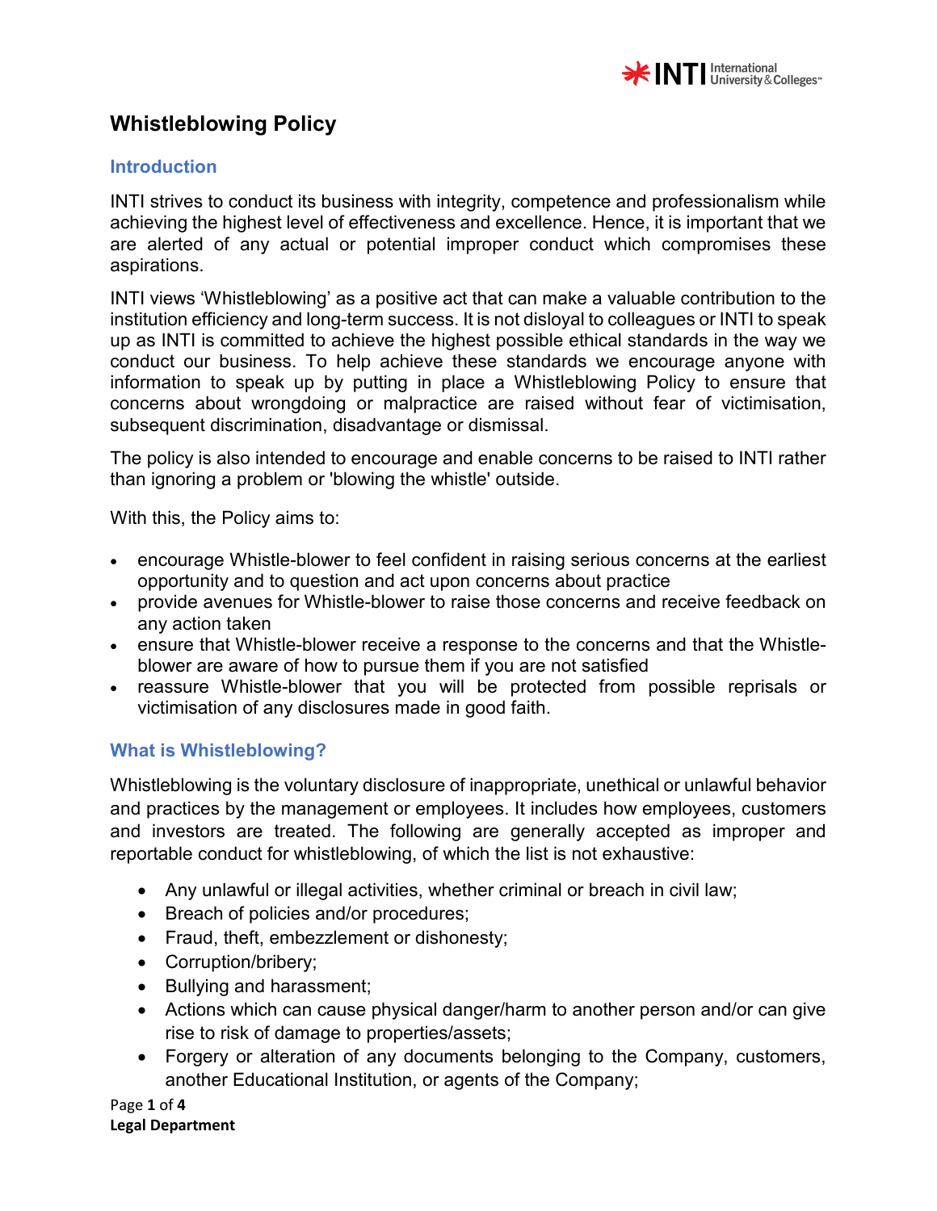# Whistleblowing Policy

## Introduction

INTI strives to conduct its business with integrity, competence and professionalism while achieving the highest level of effectiveness and excellence. Hence, it is important that we are alerted of any actual or potential improper conduct which compromises these aspirations.

INTI views 'Whistleblowing' as a positive act that can make a valuable contribution to the institution efficiency and long-term success. It is not disloyal to colleagues or INTI to speak up as INTI is committed to achieve the highest possible ethical standards in the way we conduct our business. To help achieve these standards we encourage anyone with information to speak up by putting in place a Whistleblowing Policy to ensure that concerns about wrongdoing or malpractice are raised without fear of victimisation, subsequent discrimination, disadvantage or dismissal.

The policy is also intended to encourage and enable concerns to be raised to INTI rather than ignoring a problem or 'blowing the whistle' outside.

With this, the Policy aims to:

- encourage Whistle-blower to feel confident in raising serious concerns at the earliest opportunity and to question and act upon concerns about practice
- provide avenues for Whistle-blower to raise those concerns and receive feedback on any action taken
- ensure that Whistle-blower receive a response to the concerns and that the Whistle-blower are aware of how to pursue them if you are not satisfied
- reassure Whistle-blower that you will be protected from possible reprisals or victimisation of any disclosures made in good faith.

## What is Whistleblowing?

Whistleblowing is the voluntary disclosure of inappropriate, unethical or unlawful behavior and practices by the management or employees. It includes how employees, customers and investors are treated. The following are generally accepted as improper and reportable conduct for whistleblowing, of which the list is not exhaustive:

- Any unlawful or illegal activities, whether criminal or breach in civil law;
- Breach of policies and/or procedures;
- Fraud, theft, embezzlement or dishonesty;
- Corruption/bribery;
- Bullying and harassment;
- Actions which can cause physical danger/harm to another person and/or can give rise to risk of damage to properties/assets;
- Forgery or alteration of any documents belonging to the Company, customers, another Educational Institution, or agents of the Company;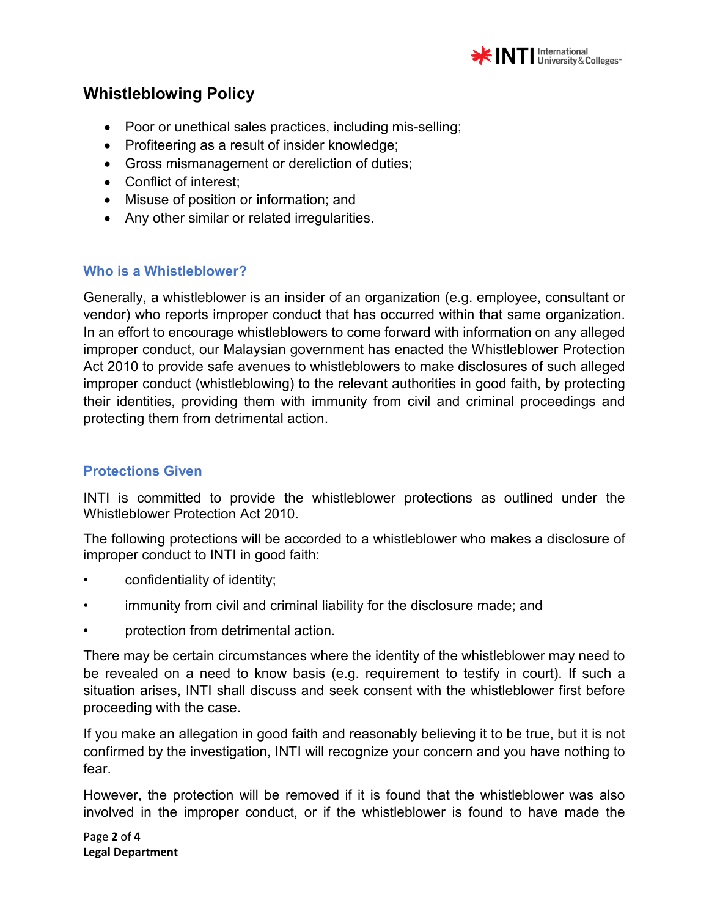## Whistleblowing Policy

- Poor or unethical sales practices, including mis-selling;
- Profiteering as a result of insider knowledge;
- Gross mismanagement or dereliction of duties;
- Conflict of interest;
- Misuse of position or information; and
- Any other similar or related irregularities.

### Who is a Whistleblower?

Generally, a whistleblower is an insider of an organization (e.g. employee, consultant or vendor) who reports improper conduct that has occurred within that same organization. In an effort to encourage whistleblowers to come forward with information on any alleged improper conduct, our Malaysian government has enacted the Whistleblower Protection Act 2010 to provide safe avenues to whistleblowers to make disclosures of such alleged improper conduct (whistleblowing) to the relevant authorities in good faith, by protecting their identities, providing them with immunity from civil and criminal proceedings and protecting them from detrimental action.

### Protections Given

INTI is committed to provide the whistleblower protections as outlined under the Whistleblower Protection Act 2010.

The following protections will be accorded to a whistleblower who makes a disclosure of improper conduct to INTI in good faith:

- confidentiality of identity;
- immunity from civil and criminal liability for the disclosure made; and
- protection from detrimental action.

There may be certain circumstances where the identity of the whistleblower may need to be revealed on a need to know basis (e.g. requirement to testify in court). If such a situation arises, INTI shall discuss and seek consent with the whistleblower first before proceeding with the case.

If you make an allegation in good faith and reasonably believing it to be true, but it is not confirmed by the investigation, INTI will recognize your concern and you have nothing to fear.

However, the protection will be removed if it is found that the whistleblower was also involved in the improper conduct, or if the whistleblower is found to have made the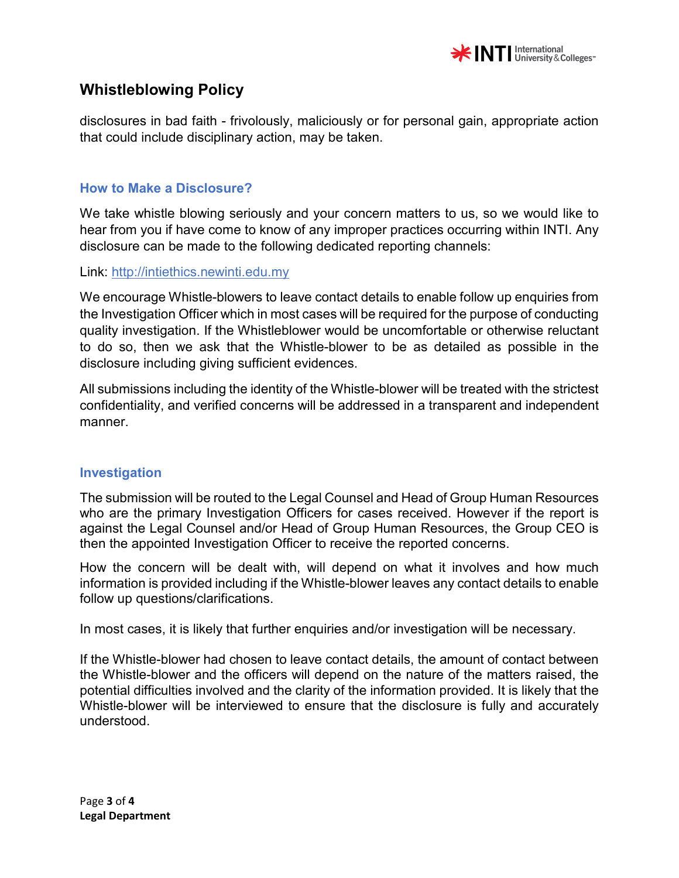disclosures in bad faith - frivolously, maliciously or for personal gain, appropriate action that could include disciplinary action, may be taken.

## How to Make a Disclosure?

We take whistle blowing seriously and your concern matters to us, so we would like to hear from you if have come to know of any improper practices occurring within INTI. Any disclosure can be made to the following dedicated reporting channels:

Link: [http://intiethics.newinti.edu.my](http://intiethics.newinti.edu.my)

We encourage Whistle-blowers to leave contact details to enable follow up enquiries from the Investigation Officer which in most cases will be required for the purpose of conducting quality investigation. If the Whistleblower would be uncomfortable or otherwise reluctant to do so, then we ask that the Whistle-blower to be as detailed as possible in the disclosure including giving sufficient evidences.

All submissions including the identity of the Whistle-blower will be treated with the strictest confidentiality, and verified concerns will be addressed in a transparent and independent manner.

## Investigation

The submission will be routed to the Legal Counsel and Head of Group Human Resources who are the primary Investigation Officers for cases received. However if the report is against the Legal Counsel and/or Head of Group Human Resources, the Group CEO is then the appointed Investigation Officer to receive the reported concerns.

How the concern will be dealt with, will depend on what it involves and how much information is provided including if the Whistle-blower leaves any contact details to enable follow up questions/clarifications.

In most cases, it is likely that further enquiries and/or investigation will be necessary.

If the Whistle-blower had chosen to leave contact details, the amount of contact between the Whistle-blower and the officers will depend on the nature of the matters raised, the potential difficulties involved and the clarity of the information provided. It is likely that the Whistle-blower will be interviewed to ensure that the disclosure is fully and accurately understood.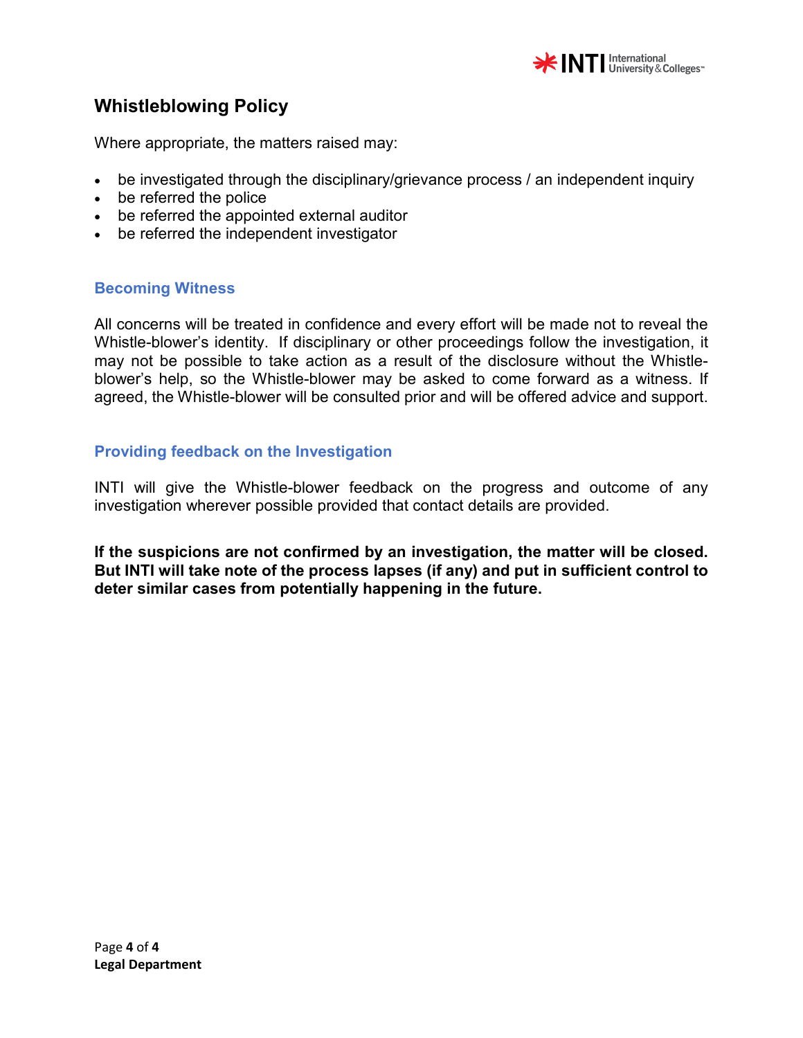## Whistleblowing Policy

Where appropriate, the matters raised may:

- be investigated through the disciplinary/grievance process / an independent inquiry
- be referred the police
- be referred the appointed external auditor
- be referred the independent investigator

### Becoming Witness

All concerns will be treated in confidence and every effort will be made not to reveal the Whistle-blower's identity. If disciplinary or other proceedings follow the investigation, it may not be possible to take action as a result of the disclosure without the Whistle-blower's help, so the Whistle-blower may be asked to come forward as a witness. If agreed, the Whistle-blower will be consulted prior and will be offered advice and support.

### Providing feedback on the Investigation

INTI will give the Whistle-blower feedback on the progress and outcome of any investigation wherever possible provided that contact details are provided.

**If the suspicions are not confirmed by an investigation, the matter will be closed. But INTI will take note of the process lapses (if any) and put in sufficient control to deter similar cases from potentially happening in the future.**